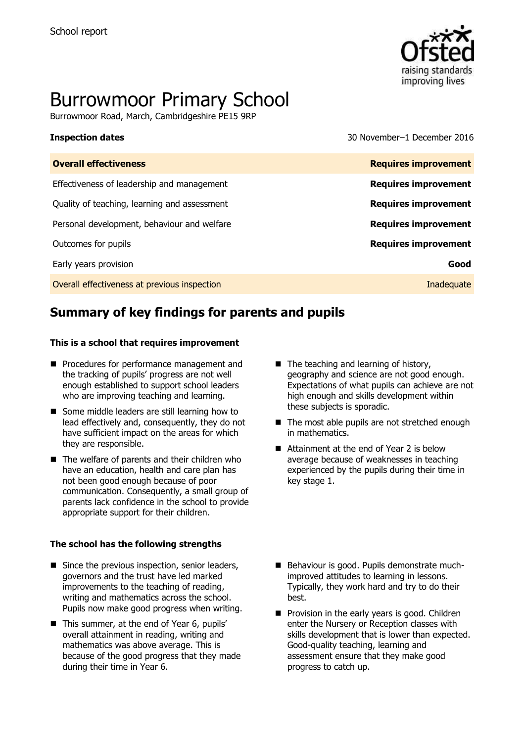School report

# Burrowmoor Primary School

Burrowmoor Road, March, Cambridgeshire PE15 9RP

| **Inspection dates** | 30 November–1 December 2016 |
| --- | --- |
| **Overall effectiveness** | **Requires improvement** |
| Effectiveness of leadership and management | **Requires improvement** |
| Quality of teaching, learning and assessment | **Requires improvement** |
| Personal development, behaviour and welfare | **Requires improvement** |
| Outcomes for pupils | **Requires improvement** |
| Early years provision | **Good** |
| Overall effectiveness at previous inspection | Inadequate |

## Summary of key findings for parents and pupils

**This is a school that requires improvement**

- Procedures for performance management and the tracking of pupils' progress are not well enough established to support school leaders who are improving teaching and learning.
- Some middle leaders are still learning how to lead effectively and, consequently, they do not have sufficient impact on the areas for which they are responsible.
- The welfare of parents and their children who have an education, health and care plan has not been good enough because of poor communication. Consequently, a small group of parents lack confidence in the school to provide appropriate support for their children.
- The teaching and learning of history, geography and science are not good enough. Expectations of what pupils can achieve are not high enough and skills development within these subjects is sporadic.
- The most able pupils are not stretched enough in mathematics.
- Attainment at the end of Year 2 is below average because of weaknesses in teaching experienced by the pupils during their time in key stage 1.

**The school has the following strengths**

- Since the previous inspection, senior leaders, governors and the trust have led marked improvements to the teaching of reading, writing and mathematics across the school. Pupils now make good progress when writing.
- This summer, at the end of Year 6, pupils' overall attainment in reading, writing and mathematics was above average. This is because of the good progress that they made during their time in Year 6.
- Behaviour is good. Pupils demonstrate much-improved attitudes to learning in lessons. Typically, they work hard and try to do their best.
- Provision in the early years is good. Children enter the Nursery or Reception classes with skills development that is lower than expected. Good-quality teaching, learning and assessment ensure that they make good progress to catch up.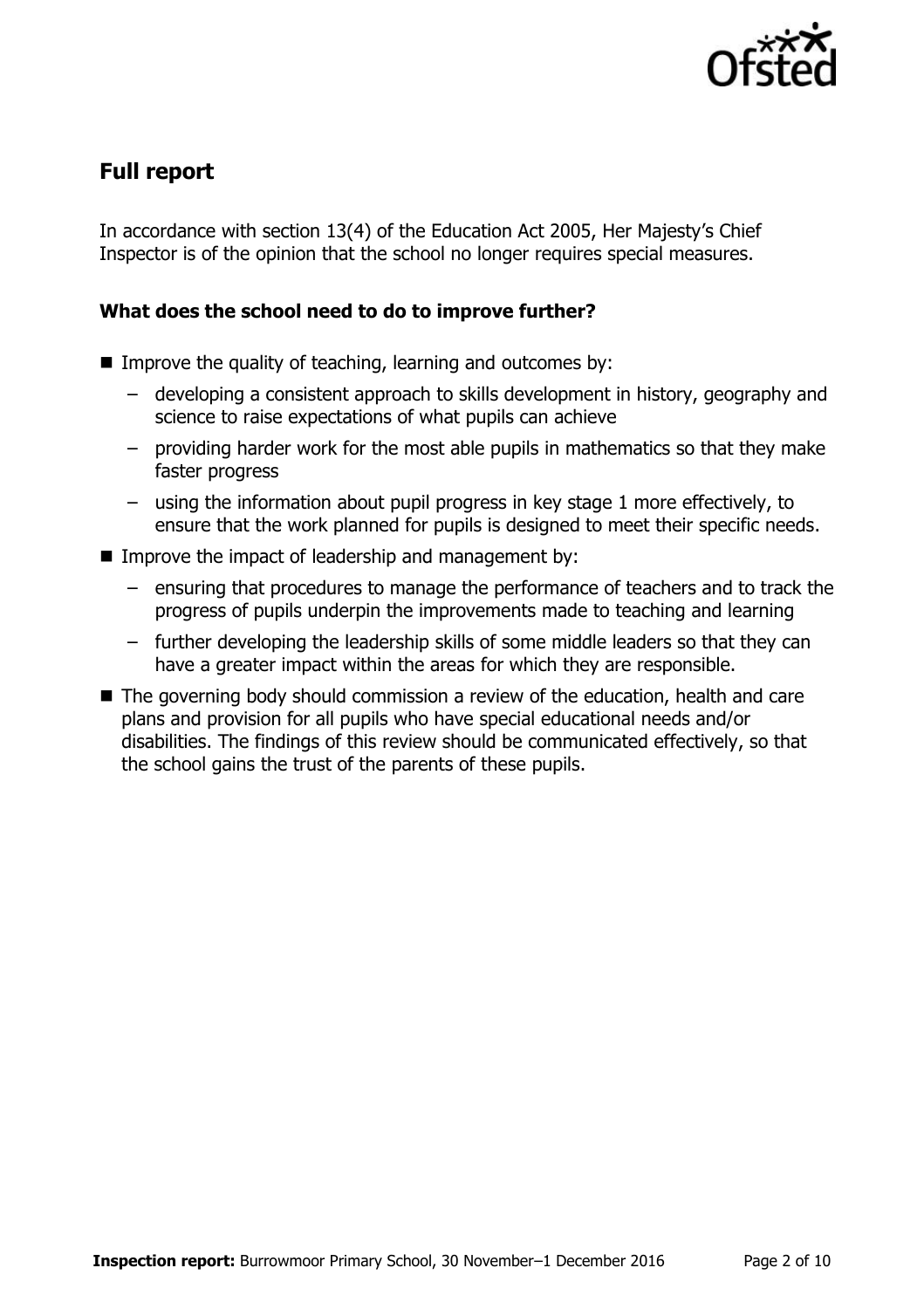## Full report

In accordance with section 13(4) of the Education Act 2005, Her Majesty's Chief Inspector is of the opinion that the school no longer requires special measures.

### What does the school need to do to improve further?

- Improve the quality of teaching, learning and outcomes by:
  - developing a consistent approach to skills development in history, geography and science to raise expectations of what pupils can achieve
  - providing harder work for the most able pupils in mathematics so that they make faster progress
  - using the information about pupil progress in key stage 1 more effectively, to ensure that the work planned for pupils is designed to meet their specific needs.
- Improve the impact of leadership and management by:
  - ensuring that procedures to manage the performance of teachers and to track the progress of pupils underpin the improvements made to teaching and learning
  - further developing the leadership skills of some middle leaders so that they can have a greater impact within the areas for which they are responsible.
- The governing body should commission a review of the education, health and care plans and provision for all pupils who have special educational needs and/or disabilities. The findings of this review should be communicated effectively, so that the school gains the trust of the parents of these pupils.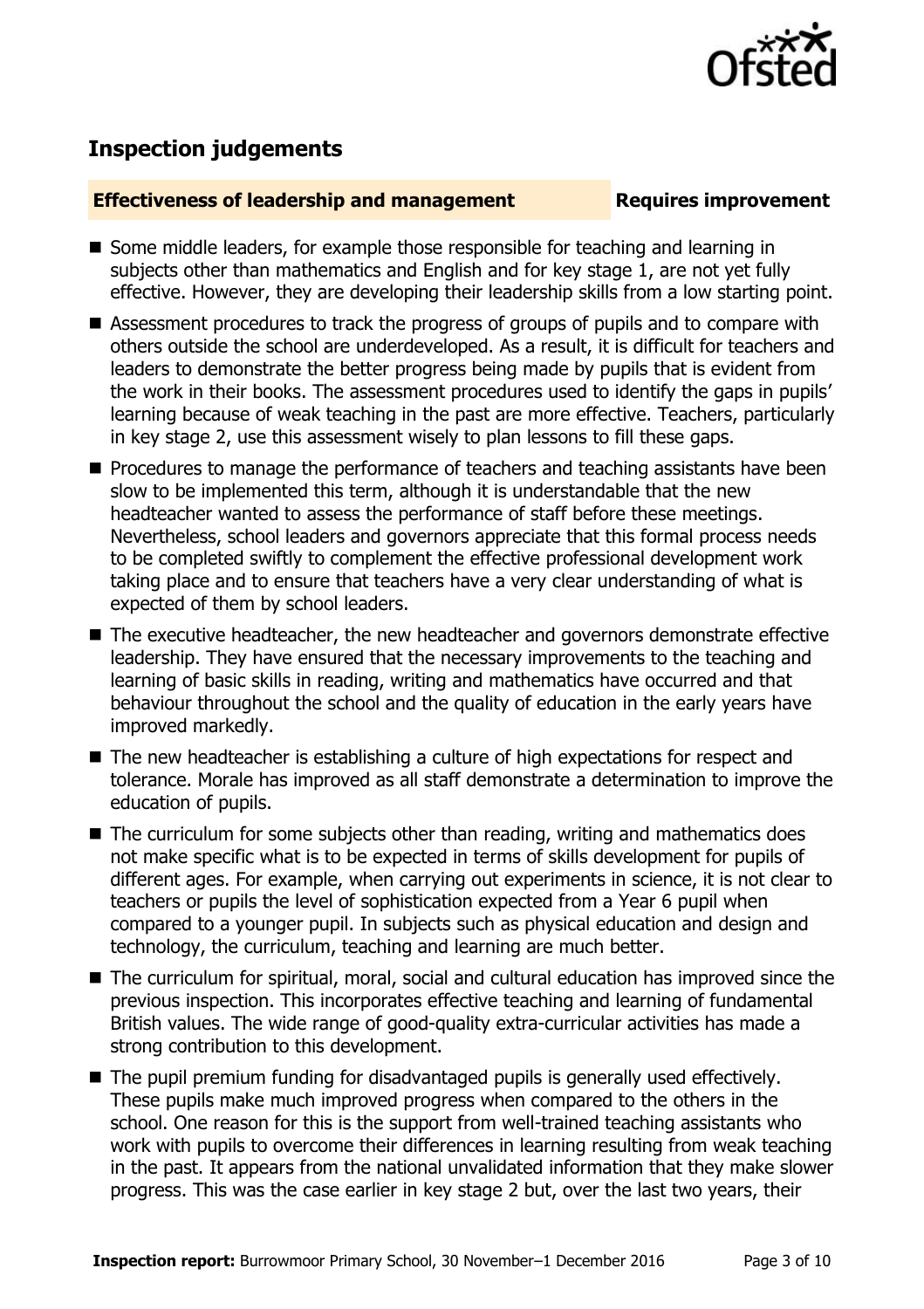## Inspection judgements

**Effectiveness of leadership and management** — **Requires improvement**

- Some middle leaders, for example those responsible for teaching and learning in subjects other than mathematics and English and for key stage 1, are not yet fully effective. However, they are developing their leadership skills from a low starting point.
- Assessment procedures to track the progress of groups of pupils and to compare with others outside the school are underdeveloped. As a result, it is difficult for teachers and leaders to demonstrate the better progress being made by pupils that is evident from the work in their books. The assessment procedures used to identify the gaps in pupils' learning because of weak teaching in the past are more effective. Teachers, particularly in key stage 2, use this assessment wisely to plan lessons to fill these gaps.
- Procedures to manage the performance of teachers and teaching assistants have been slow to be implemented this term, although it is understandable that the new headteacher wanted to assess the performance of staff before these meetings. Nevertheless, school leaders and governors appreciate that this formal process needs to be completed swiftly to complement the effective professional development work taking place and to ensure that teachers have a very clear understanding of what is expected of them by school leaders.
- The executive headteacher, the new headteacher and governors demonstrate effective leadership. They have ensured that the necessary improvements to the teaching and learning of basic skills in reading, writing and mathematics have occurred and that behaviour throughout the school and the quality of education in the early years have improved markedly.
- The new headteacher is establishing a culture of high expectations for respect and tolerance. Morale has improved as all staff demonstrate a determination to improve the education of pupils.
- The curriculum for some subjects other than reading, writing and mathematics does not make specific what is to be expected in terms of skills development for pupils of different ages. For example, when carrying out experiments in science, it is not clear to teachers or pupils the level of sophistication expected from a Year 6 pupil when compared to a younger pupil. In subjects such as physical education and design and technology, the curriculum, teaching and learning are much better.
- The curriculum for spiritual, moral, social and cultural education has improved since the previous inspection. This incorporates effective teaching and learning of fundamental British values. The wide range of good-quality extra-curricular activities has made a strong contribution to this development.
- The pupil premium funding for disadvantaged pupils is generally used effectively. These pupils make much improved progress when compared to the others in the school. One reason for this is the support from well-trained teaching assistants who work with pupils to overcome their differences in learning resulting from weak teaching in the past. It appears from the national unvalidated information that they make slower progress. This was the case earlier in key stage 2 but, over the last two years, their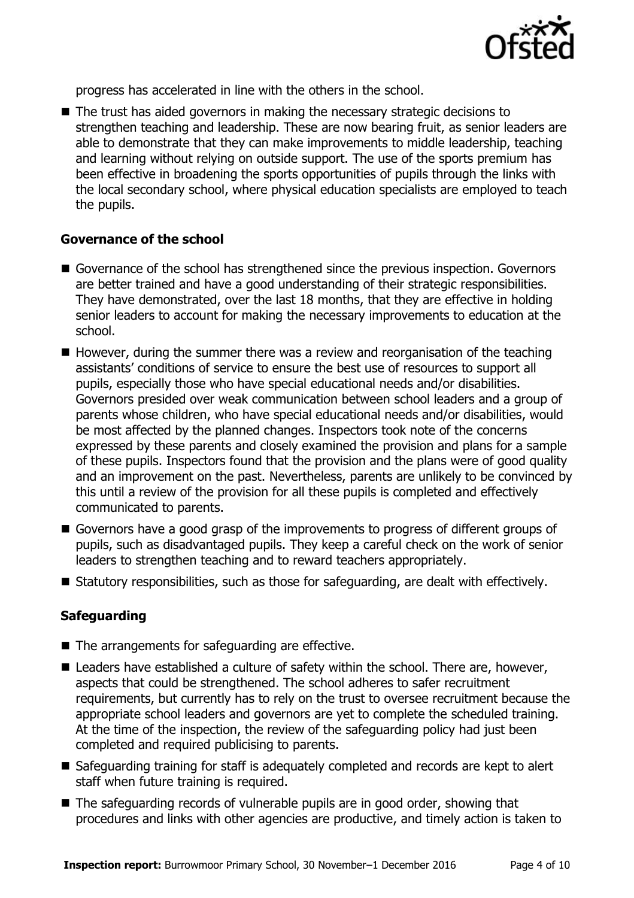progress has accelerated in line with the others in the school.

- The trust has aided governors in making the necessary strategic decisions to strengthen teaching and leadership. These are now bearing fruit, as senior leaders are able to demonstrate that they can make improvements to middle leadership, teaching and learning without relying on outside support. The use of the sports premium has been effective in broadening the sports opportunities of pupils through the links with the local secondary school, where physical education specialists are employed to teach the pupils.

### Governance of the school

- Governance of the school has strengthened since the previous inspection. Governors are better trained and have a good understanding of their strategic responsibilities. They have demonstrated, over the last 18 months, that they are effective in holding senior leaders to account for making the necessary improvements to education at the school.
- However, during the summer there was a review and reorganisation of the teaching assistants' conditions of service to ensure the best use of resources to support all pupils, especially those who have special educational needs and/or disabilities. Governors presided over weak communication between school leaders and a group of parents whose children, who have special educational needs and/or disabilities, would be most affected by the planned changes. Inspectors took note of the concerns expressed by these parents and closely examined the provision and plans for a sample of these pupils. Inspectors found that the provision and the plans were of good quality and an improvement on the past. Nevertheless, parents are unlikely to be convinced by this until a review of the provision for all these pupils is completed and effectively communicated to parents.
- Governors have a good grasp of the improvements to progress of different groups of pupils, such as disadvantaged pupils. They keep a careful check on the work of senior leaders to strengthen teaching and to reward teachers appropriately.
- Statutory responsibilities, such as those for safeguarding, are dealt with effectively.

### Safeguarding

- The arrangements for safeguarding are effective.
- Leaders have established a culture of safety within the school. There are, however, aspects that could be strengthened. The school adheres to safer recruitment requirements, but currently has to rely on the trust to oversee recruitment because the appropriate school leaders and governors are yet to complete the scheduled training. At the time of the inspection, the review of the safeguarding policy had just been completed and required publicising to parents.
- Safeguarding training for staff is adequately completed and records are kept to alert staff when future training is required.
- The safeguarding records of vulnerable pupils are in good order, showing that procedures and links with other agencies are productive, and timely action is taken to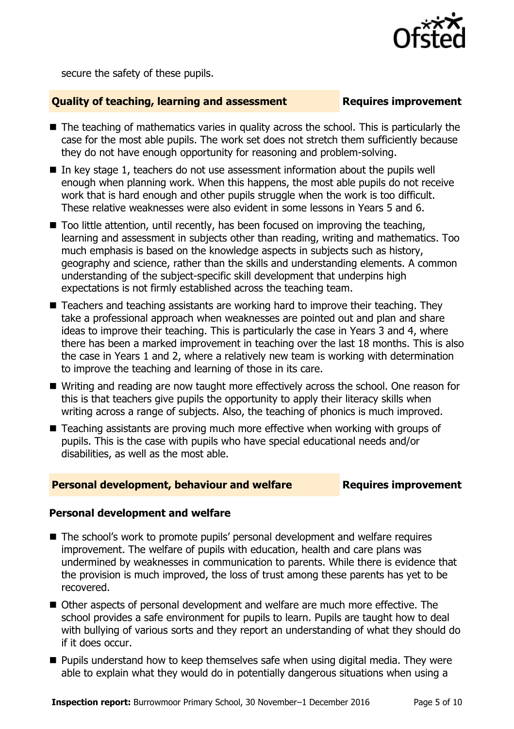secure the safety of these pupils.

## Quality of teaching, learning and assessment — Requires improvement

- The teaching of mathematics varies in quality across the school. This is particularly the case for the most able pupils. The work set does not stretch them sufficiently because they do not have enough opportunity for reasoning and problem-solving.
- In key stage 1, teachers do not use assessment information about the pupils well enough when planning work. When this happens, the most able pupils do not receive work that is hard enough and other pupils struggle when the work is too difficult. These relative weaknesses were also evident in some lessons in Years 5 and 6.
- Too little attention, until recently, has been focused on improving the teaching, learning and assessment in subjects other than reading, writing and mathematics. Too much emphasis is based on the knowledge aspects in subjects such as history, geography and science, rather than the skills and understanding elements. A common understanding of the subject-specific skill development that underpins high expectations is not firmly established across the teaching team.
- Teachers and teaching assistants are working hard to improve their teaching. They take a professional approach when weaknesses are pointed out and plan and share ideas to improve their teaching. This is particularly the case in Years 3 and 4, where there has been a marked improvement in teaching over the last 18 months. This is also the case in Years 1 and 2, where a relatively new team is working with determination to improve the teaching and learning of those in its care.
- Writing and reading are now taught more effectively across the school. One reason for this is that teachers give pupils the opportunity to apply their literacy skills when writing across a range of subjects. Also, the teaching of phonics is much improved.
- Teaching assistants are proving much more effective when working with groups of pupils. This is the case with pupils who have special educational needs and/or disabilities, as well as the most able.

## Personal development, behaviour and welfare — Requires improvement

### Personal development and welfare

- The school's work to promote pupils' personal development and welfare requires improvement. The welfare of pupils with education, health and care plans was undermined by weaknesses in communication to parents. While there is evidence that the provision is much improved, the loss of trust among these parents has yet to be recovered.
- Other aspects of personal development and welfare are much more effective. The school provides a safe environment for pupils to learn. Pupils are taught how to deal with bullying of various sorts and they report an understanding of what they should do if it does occur.
- Pupils understand how to keep themselves safe when using digital media. They were able to explain what they would do in potentially dangerous situations when using a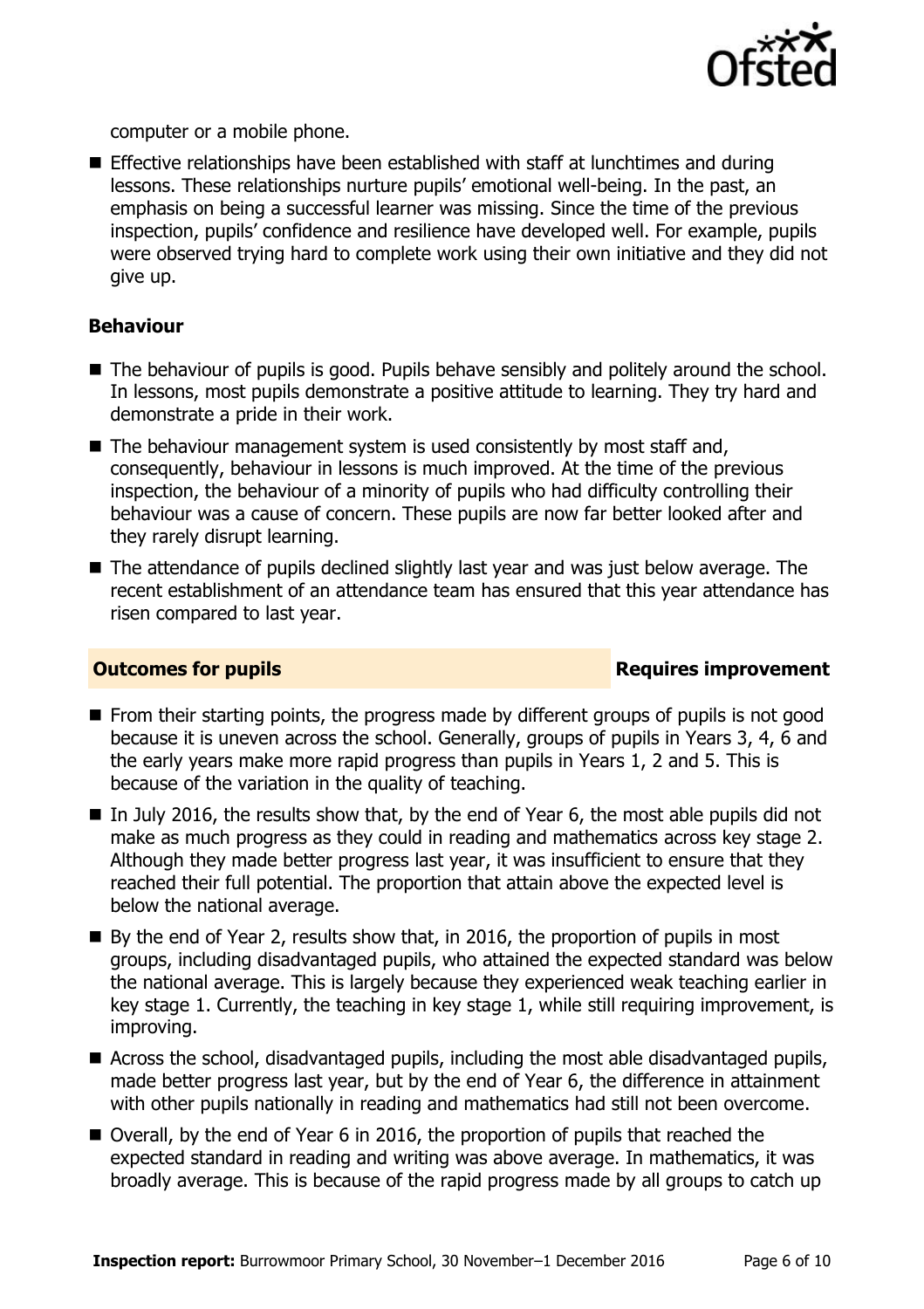computer or a mobile phone.

- Effective relationships have been established with staff at lunchtimes and during lessons. These relationships nurture pupils' emotional well-being. In the past, an emphasis on being a successful learner was missing. Since the time of the previous inspection, pupils' confidence and resilience have developed well. For example, pupils were observed trying hard to complete work using their own initiative and they did not give up.

### Behaviour

- The behaviour of pupils is good. Pupils behave sensibly and politely around the school. In lessons, most pupils demonstrate a positive attitude to learning. They try hard and demonstrate a pride in their work.
- The behaviour management system is used consistently by most staff and, consequently, behaviour in lessons is much improved. At the time of the previous inspection, the behaviour of a minority of pupils who had difficulty controlling their behaviour was a cause of concern. These pupils are now far better looked after and they rarely disrupt learning.
- The attendance of pupils declined slightly last year and was just below average. The recent establishment of an attendance team has ensured that this year attendance has risen compared to last year.

## Outcomes for pupils — Requires improvement

- From their starting points, the progress made by different groups of pupils is not good because it is uneven across the school. Generally, groups of pupils in Years 3, 4, 6 and the early years make more rapid progress than pupils in Years 1, 2 and 5. This is because of the variation in the quality of teaching.
- In July 2016, the results show that, by the end of Year 6, the most able pupils did not make as much progress as they could in reading and mathematics across key stage 2. Although they made better progress last year, it was insufficient to ensure that they reached their full potential. The proportion that attain above the expected level is below the national average.
- By the end of Year 2, results show that, in 2016, the proportion of pupils in most groups, including disadvantaged pupils, who attained the expected standard was below the national average. This is largely because they experienced weak teaching earlier in key stage 1. Currently, the teaching in key stage 1, while still requiring improvement, is improving.
- Across the school, disadvantaged pupils, including the most able disadvantaged pupils, made better progress last year, but by the end of Year 6, the difference in attainment with other pupils nationally in reading and mathematics had still not been overcome.
- Overall, by the end of Year 6 in 2016, the proportion of pupils that reached the expected standard in reading and writing was above average. In mathematics, it was broadly average. This is because of the rapid progress made by all groups to catch up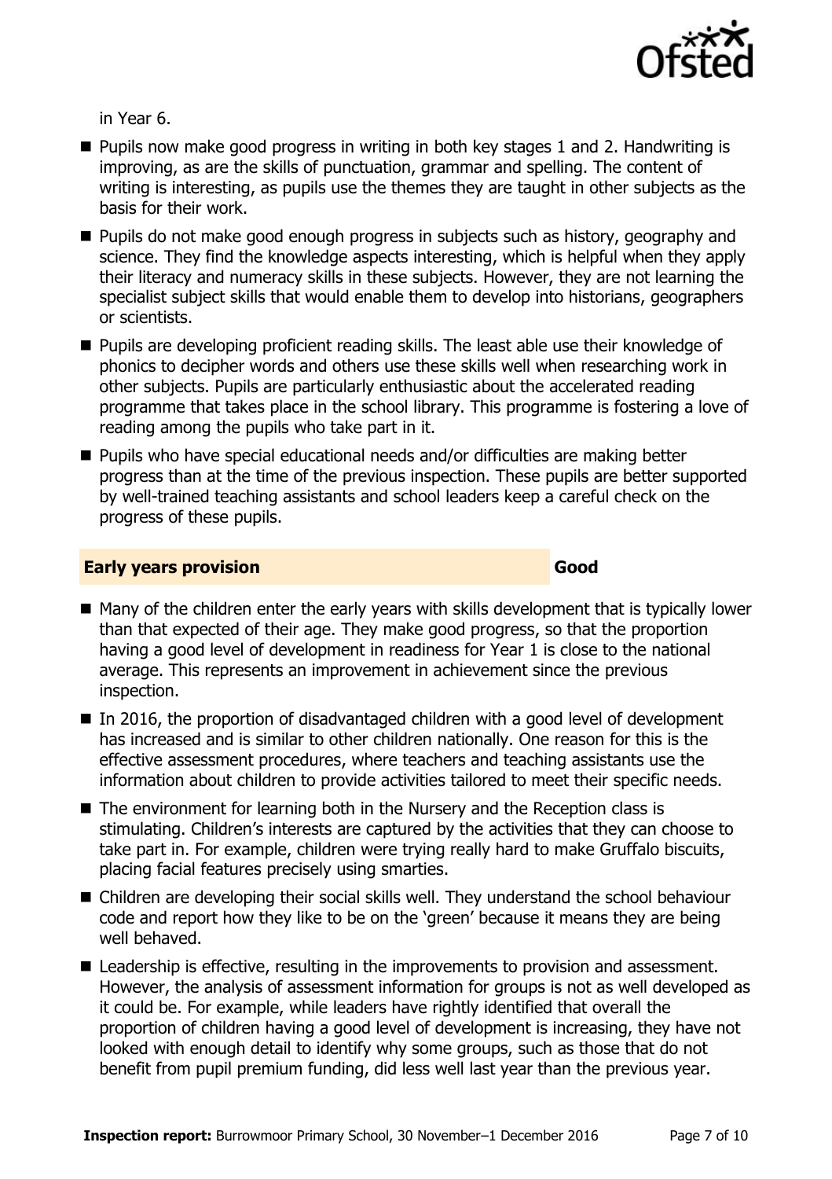in Year 6.

- Pupils now make good progress in writing in both key stages 1 and 2. Handwriting is improving, as are the skills of punctuation, grammar and spelling. The content of writing is interesting, as pupils use the themes they are taught in other subjects as the basis for their work.
- Pupils do not make good enough progress in subjects such as history, geography and science. They find the knowledge aspects interesting, which is helpful when they apply their literacy and numeracy skills in these subjects. However, they are not learning the specialist subject skills that would enable them to develop into historians, geographers or scientists.
- Pupils are developing proficient reading skills. The least able use their knowledge of phonics to decipher words and others use these skills well when researching work in other subjects. Pupils are particularly enthusiastic about the accelerated reading programme that takes place in the school library. This programme is fostering a love of reading among the pupils who take part in it.
- Pupils who have special educational needs and/or difficulties are making better progress than at the time of the previous inspection. These pupils are better supported by well-trained teaching assistants and school leaders keep a careful check on the progress of these pupils.

## Early years provision — Good

- Many of the children enter the early years with skills development that is typically lower than that expected of their age. They make good progress, so that the proportion having a good level of development in readiness for Year 1 is close to the national average. This represents an improvement in achievement since the previous inspection.
- In 2016, the proportion of disadvantaged children with a good level of development has increased and is similar to other children nationally. One reason for this is the effective assessment procedures, where teachers and teaching assistants use the information about children to provide activities tailored to meet their specific needs.
- The environment for learning both in the Nursery and the Reception class is stimulating. Children's interests are captured by the activities that they can choose to take part in. For example, children were trying really hard to make Gruffalo biscuits, placing facial features precisely using smarties.
- Children are developing their social skills well. They understand the school behaviour code and report how they like to be on the 'green' because it means they are being well behaved.
- Leadership is effective, resulting in the improvements to provision and assessment. However, the analysis of assessment information for groups is not as well developed as it could be. For example, while leaders have rightly identified that overall the proportion of children having a good level of development is increasing, they have not looked with enough detail to identify why some groups, such as those that do not benefit from pupil premium funding, did less well last year than the previous year.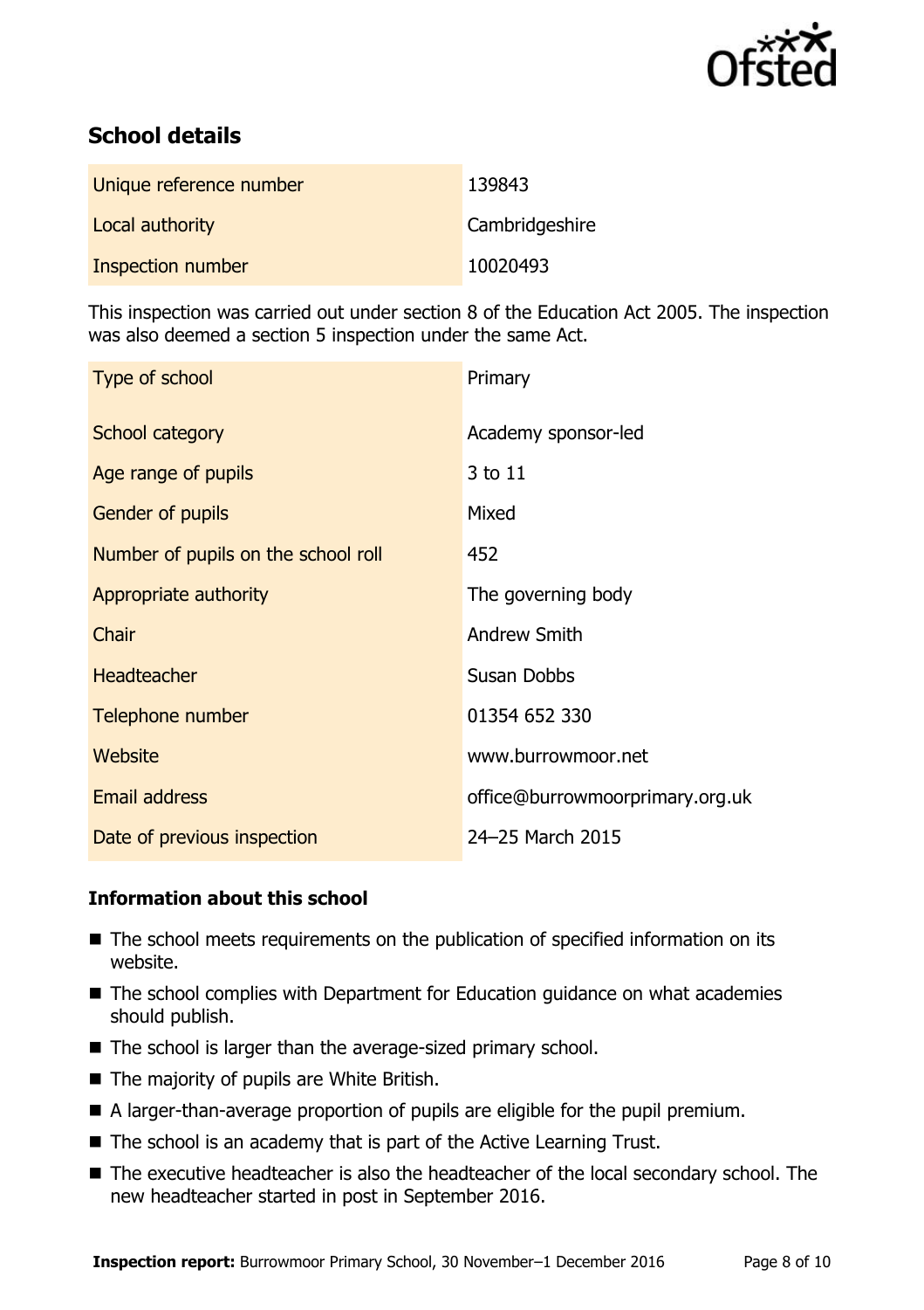## School details

| | |
|---|---|
| Unique reference number | 139843 |
| Local authority | Cambridgeshire |
| Inspection number | 10020493 |

This inspection was carried out under section 8 of the Education Act 2005. The inspection was also deemed a section 5 inspection under the same Act.

| | |
|---|---|
| Type of school | Primary |
| School category | Academy sponsor-led |
| Age range of pupils | 3 to 11 |
| Gender of pupils | Mixed |
| Number of pupils on the school roll | 452 |
| Appropriate authority | The governing body |
| Chair | Andrew Smith |
| Headteacher | Susan Dobbs |
| Telephone number | 01354 652 330 |
| Website | www.burrowmoor.net |
| Email address | office@burrowmoorprimary.org.uk |
| Date of previous inspection | 24–25 March 2015 |

### Information about this school

- The school meets requirements on the publication of specified information on its website.
- The school complies with Department for Education guidance on what academies should publish.
- The school is larger than the average-sized primary school.
- The majority of pupils are White British.
- A larger-than-average proportion of pupils are eligible for the pupil premium.
- The school is an academy that is part of the Active Learning Trust.
- The executive headteacher is also the headteacher of the local secondary school. The new headteacher started in post in September 2016.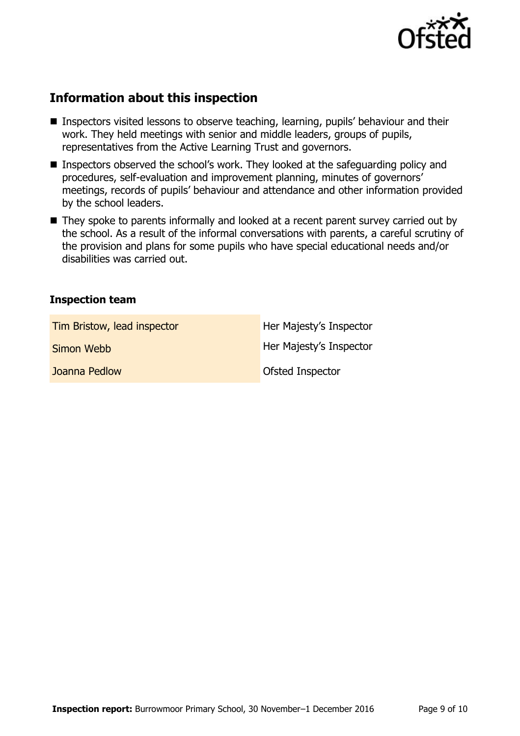## Information about this inspection

- Inspectors visited lessons to observe teaching, learning, pupils' behaviour and their work. They held meetings with senior and middle leaders, groups of pupils, representatives from the Active Learning Trust and governors.
- Inspectors observed the school's work. They looked at the safeguarding policy and procedures, self-evaluation and improvement planning, minutes of governors' meetings, records of pupils' behaviour and attendance and other information provided by the school leaders.
- They spoke to parents informally and looked at a recent parent survey carried out by the school. As a result of the informal conversations with parents, a careful scrutiny of the provision and plans for some pupils who have special educational needs and/or disabilities was carried out.

### Inspection team

| | |
|---|---|
| Tim Bristow, lead inspector | Her Majesty's Inspector |
| Simon Webb | Her Majesty's Inspector |
| Joanna Pedlow | Ofsted Inspector |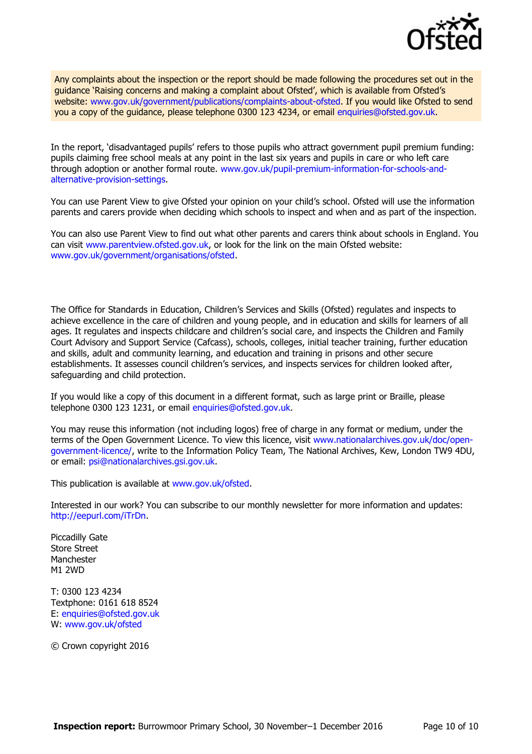Any complaints about the inspection or the report should be made following the procedures set out in the guidance 'Raising concerns and making a complaint about Ofsted', which is available from Ofsted's website: www.gov.uk/government/publications/complaints-about-ofsted. If you would like Ofsted to send you a copy of the guidance, please telephone 0300 123 4234, or email enquiries@ofsted.gov.uk.

In the report, 'disadvantaged pupils' refers to those pupils who attract government pupil premium funding: pupils claiming free school meals at any point in the last six years and pupils in care or who left care through adoption or another formal route. www.gov.uk/pupil-premium-information-for-schools-and-alternative-provision-settings.

You can use Parent View to give Ofsted your opinion on your child's school. Ofsted will use the information parents and carers provide when deciding which schools to inspect and when and as part of the inspection.

You can also use Parent View to find out what other parents and carers think about schools in England. You can visit www.parentview.ofsted.gov.uk, or look for the link on the main Ofsted website: www.gov.uk/government/organisations/ofsted.

The Office for Standards in Education, Children's Services and Skills (Ofsted) regulates and inspects to achieve excellence in the care of children and young people, and in education and skills for learners of all ages. It regulates and inspects childcare and children's social care, and inspects the Children and Family Court Advisory and Support Service (Cafcass), schools, colleges, initial teacher training, further education and skills, adult and community learning, and education and training in prisons and other secure establishments. It assesses council children's services, and inspects services for children looked after, safeguarding and child protection.

If you would like a copy of this document in a different format, such as large print or Braille, please telephone 0300 123 1231, or email enquiries@ofsted.gov.uk.

You may reuse this information (not including logos) free of charge in any format or medium, under the terms of the Open Government Licence. To view this licence, visit www.nationalarchives.gov.uk/doc/open-government-licence/, write to the Information Policy Team, The National Archives, Kew, London TW9 4DU, or email: psi@nationalarchives.gsi.gov.uk.

This publication is available at www.gov.uk/ofsted.

Interested in our work? You can subscribe to our monthly newsletter for more information and updates: http://eepurl.com/iTrDn.

Piccadilly Gate
Store Street
Manchester
M1 2WD

T: 0300 123 4234
Textphone: 0161 618 8524
E: enquiries@ofsted.gov.uk
W: www.gov.uk/ofsted

© Crown copyright 2016